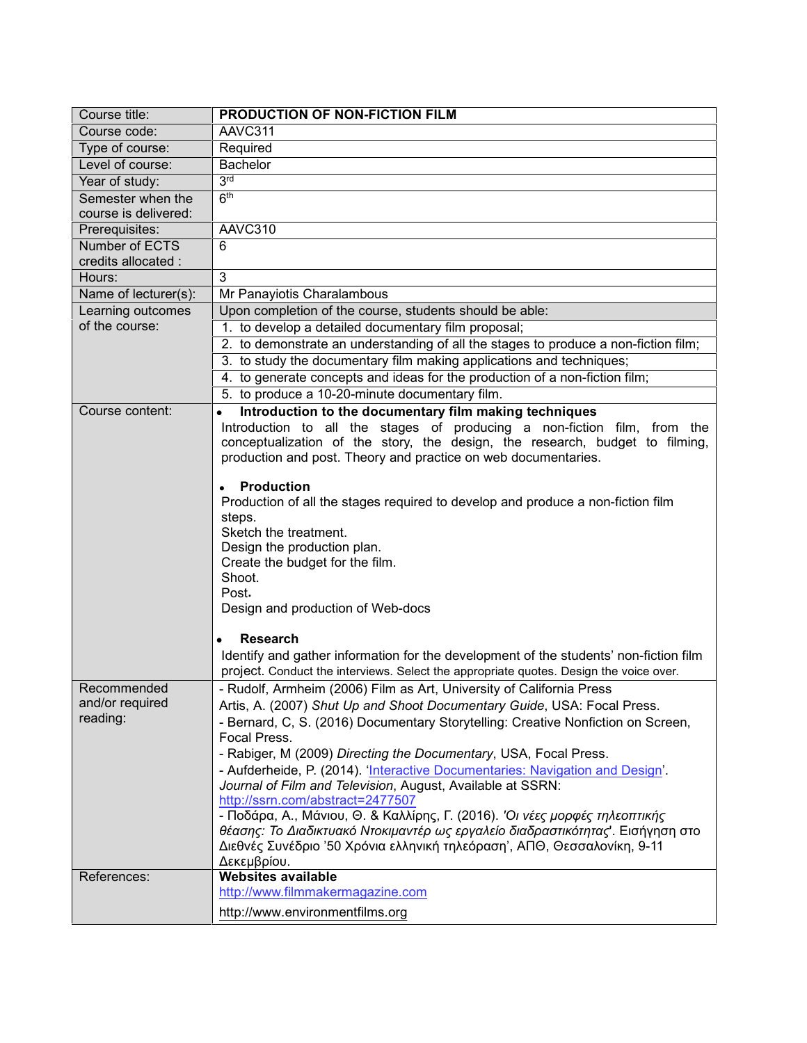| Course title: | **PRODUCTION OF NON-FICTION FILM** |
|---|---|
| Course code: | AAVC311 |
| Type of course: | Required |
| Level of course: | Bachelor |
| Year of study: | 3rd |
| Semester when the course is delivered: | 6th |
| Prerequisites: | AAVC310 |
| Number of ECTS credits allocated : | 6 |
| Hours: | 3 |
| Name of lecturer(s): | Mr Panayiotis Charalambous |
| Learning outcomes of the course: | Upon completion of the course, students should be able: |
| | 1. to develop a detailed documentary film proposal; |
| | 2. to demonstrate an understanding of all the stages to produce a non-fiction film; |
| | 3. to study the documentary film making applications and techniques; |
| | 4. to generate concepts and ideas for the production of a non-fiction film; |
| | 5. to produce a 10-20-minute documentary film. |
| Course content: | • **Introduction to the documentary film making techniques**<br>Introduction to all the stages of producing a non-fiction film, from the conceptualization of the story, the design, the research, budget to filming, production and post. Theory and practice on web documentaries.<br><br>• **Production**<br>Production of all the stages required to develop and produce a non-fiction film steps.<br>Sketch the treatment.<br>Design the production plan.<br>Create the budget for the film.<br>Shoot.<br>Post.<br>Design and production of Web-docs<br><br>• **Research**<br>Identify and gather information for the development of the students' non-fiction film project. Conduct the interviews. Select the appropriate quotes. Design the voice over. |
| Recommended and/or required reading: | - Rudolf, Armheim (2006) Film as Art, University of California Press<br>Artis, A. (2007) *Shut Up and Shoot Documentary Guide*, USA: Focal Press.<br>- Bernard, C, S. (2016) Documentary Storytelling: Creative Nonfiction on Screen, Focal Press.<br>- Rabiger, M (2009) *Directing the Documentary*, USA, Focal Press.<br>- Aufderheide, P. (2014). 'Interactive Documentaries: Navigation and Design'. *Journal of Film and Television*, August, Available at SSRN: http://ssrn.com/abstract=2477507<br>- Ποδάρα, Α., Μάνιου, Θ. & Καλλίρης, Γ. (2016). *'Οι νέες μορφές τηλεοπτικής θέασης: Το Διαδικτυακό Ντοκιμαντέρ ως εργαλείο διαδραστικότητας'*. Εισήγηση στο Διεθνές Συνέδριο '50 Χρόνια ελληνική τηλεόραση', ΑΠΘ, Θεσσαλονίκη, 9-11 Δεκεμβρίου. |
| References: | **Websites available**<br>http://www.filmmakermagazine.com<br>http://www.environmentfilms.org |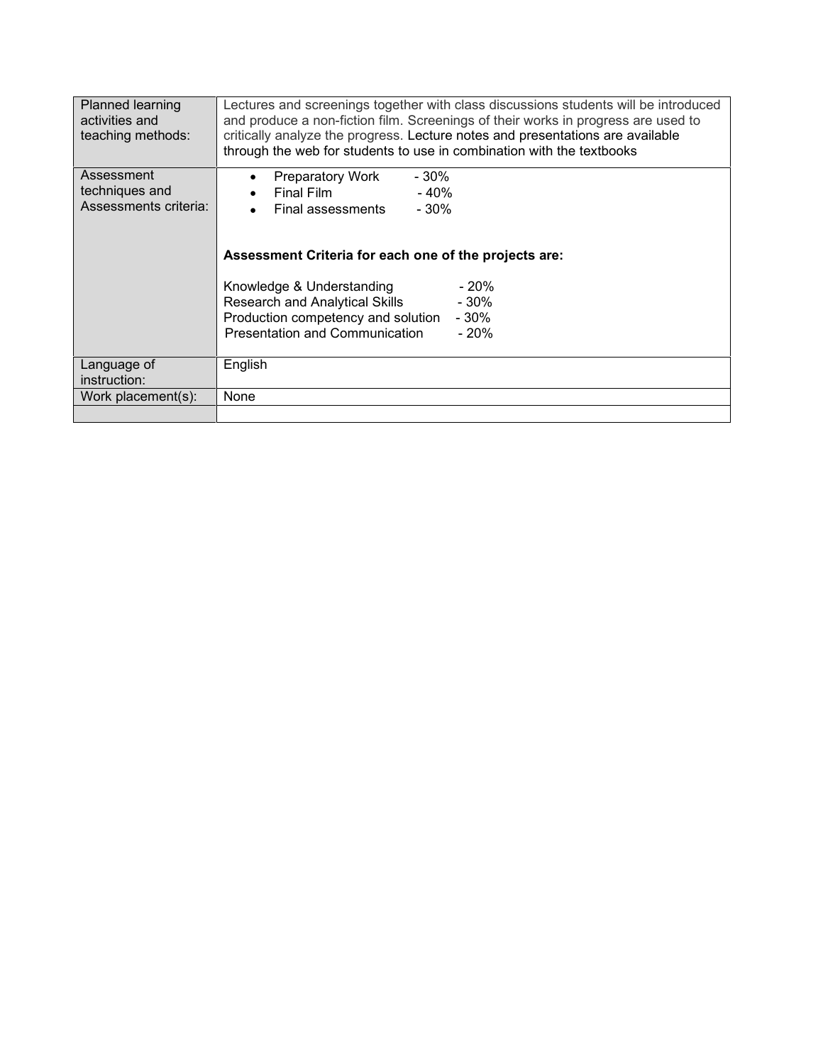| | |
|---|---|
| Planned learning activities and teaching methods: | Lectures and screenings together with class discussions students will be introduced and produce a non-fiction film. Screenings of their works in progress are used to critically analyze the progress. Lecture notes and presentations are available through the web for students to use in combination with the textbooks |
| Assessment techniques and Assessments criteria: | • Preparatory Work - 30%<br>• Final Film - 40%<br>• Final assessments - 30%<br><br>**Assessment Criteria for each one of the projects are:**<br><br>Knowledge & Understanding - 20%<br>Research and Analytical Skills - 30%<br>Production competency and solution - 30%<br>Presentation and Communication - 20% |
| Language of instruction: | English |
| Work placement(s): | None |
| | |